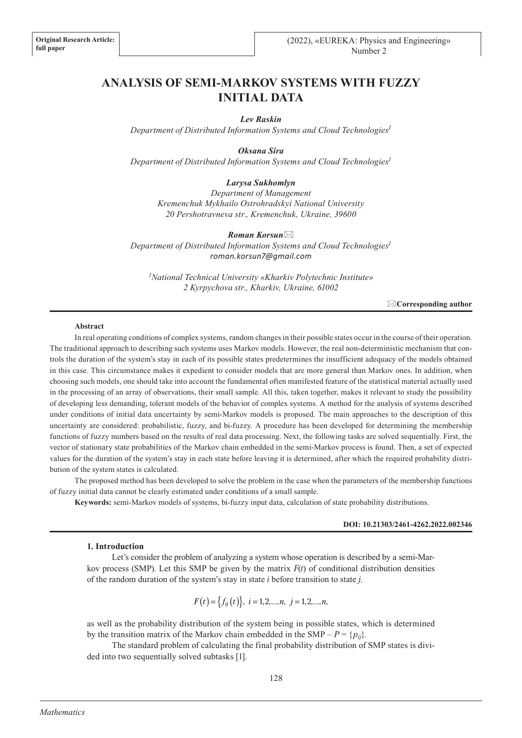**Original Research Article: full paper**

# ANALYSIS OF SEMI-MARKOV SYSTEMS WITH FUZZY INITIAL DATA

***Lev Raskin***
*Department of Distributed Information Systems and Cloud Technologies[1]*

***Oksana Sira***
*Department of Distributed Information Systems and Cloud Technologies[1]*

***Larysa Sukhomlyn***
*Department of Management*
*Kremenchuk Mykhailo Ostrohradskyi National University*
*20 Pershotravneva str., Kremenchuk, Ukraine, 39600*

***Roman Korsun***✉
*Department of Distributed Information Systems and Cloud Technologies[1]*
*roman.korsun7@gmail.com*

*[1]National Technical University «Kharkiv Polytechnic Institute»*
*2 Kyrpychova str., Kharkiv, Ukraine, 61002*

✉**Corresponding author**

**Abstract**

In real operating conditions of complex systems, random changes in their possible states occur in the course of their operation. The traditional approach to describing such systems uses Markov models. However, the real non-deterministic mechanism that controls the duration of the system's stay in each of its possible states predetermines the insufficient adequacy of the models obtained in this case. This circumstance makes it expedient to consider models that are more general than Markov ones. In addition, when choosing such models, one should take into account the fundamental often manifested feature of the statistical material actually used in the processing of an array of observations, their small sample. All this, taken together, makes it relevant to study the possibility of developing less demanding, tolerant models of the behavior of complex systems. A method for the analysis of systems described under conditions of initial data uncertainty by semi-Markov models is proposed. The main approaches to the description of this uncertainty are considered: probabilistic, fuzzy, and bi-fuzzy. A procedure has been developed for determining the membership functions of fuzzy numbers based on the results of real data processing. Next, the following tasks are solved sequentially. First, the vector of stationary state probabilities of the Markov chain embedded in the semi-Markov process is found. Then, a set of expected values for the duration of the system's stay in each state before leaving it is determined, after which the required probability distribution of the system states is calculated.

The proposed method has been developed to solve the problem in the case when the parameters of the membership functions of fuzzy initial data cannot be clearly estimated under conditions of a small sample.

**Keywords:** semi-Markov models of systems, bi-fuzzy input data, calculation of state probability distributions.

**DOI: 10.21303/2461-4262.2022.002346**

## 1. Introduction

Let's consider the problem of analyzing a system whose operation is described by a semi-Markov process (SMP). Let this SMP be given by the matrix $F(t)$ of conditional distribution densities of the random duration of the system's stay in state $i$ before transition to state $j$.

$$F(t) = \{f_{ij}(t)\}, \; i = 1,2,...,n, \; j = 1,2,...,n,$$

as well as the probability distribution of the system being in possible states, which is determined by the transition matrix of the Markov chain embedded in the SMP – $P = \{p_{ij}\}$.

The standard problem of calculating the final probability distribution of SMP states is divided into two sequentially solved subtasks [1].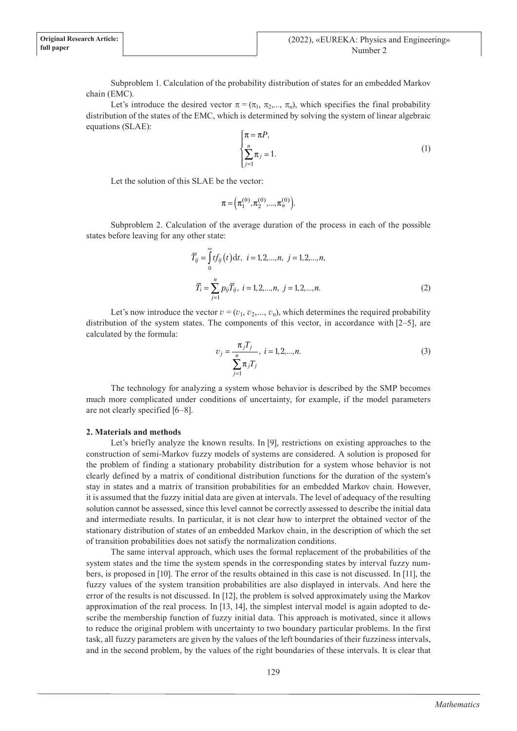Subproblem 1. Calculation of the probability distribution of states for an embedded Markov chain (EMC).

Let's introduce the desired vector $\pi = (\pi_1, \pi_2, ..., \pi_n)$, which specifies the final probability distribution of the states of the EMC, which is determined by solving the system of linear algebraic equations (SLAE):

$$\begin{cases} \pi = \pi P, \\ \sum_{j=1}^{n} \pi_j = 1. \end{cases} \tag{1}$$

Let the solution of this SLAE be the vector:

$$\pi = \left(\pi_1^{(0)}, \pi_2^{(0)}, ..., \pi_n^{(0)}\right).$$

Subproblem 2. Calculation of the average duration of the process in each of the possible states before leaving for any other state:

$$\overline{T}_{ij} = \int_0^{\infty} t f_{ij}(t) \mathrm{d}t, \;\; i = 1, 2, ..., n, \;\; j = 1, 2, ..., n,$$

$$\overline{T}_i = \sum_{j=1}^{n} p_{ij} \overline{T}_{ij}, \;\; i = 1, 2, ..., n, \;\; j = 1, 2, ..., n. \tag{2}$$

Let's now introduce the vector $v = (v_1, v_2, ..., v_n)$, which determines the required probability distribution of the system states. The components of this vector, in accordance with [2–5], are calculated by the formula:

$$v_j = \frac{\pi_j T_j}{\sum_{j=1}^{n} \pi_j T_j}, \;\; i = 1, 2, ..., n. \tag{3}$$

The technology for analyzing a system whose behavior is described by the SMP becomes much more complicated under conditions of uncertainty, for example, if the model parameters are not clearly specified [6–8].

## 2. Materials and methods

Let's briefly analyze the known results. In [9], restrictions on existing approaches to the construction of semi-Markov fuzzy models of systems are considered. A solution is proposed for the problem of finding a stationary probability distribution for a system whose behavior is not clearly defined by a matrix of conditional distribution functions for the duration of the system's stay in states and a matrix of transition probabilities for an embedded Markov chain. However, it is assumed that the fuzzy initial data are given at intervals. The level of adequacy of the resulting solution cannot be assessed, since this level cannot be correctly assessed to describe the initial data and intermediate results. In particular, it is not clear how to interpret the obtained vector of the stationary distribution of states of an embedded Markov chain, in the description of which the set of transition probabilities does not satisfy the normalization conditions.

The same interval approach, which uses the formal replacement of the probabilities of the system states and the time the system spends in the corresponding states by interval fuzzy numbers, is proposed in [10]. The error of the results obtained in this case is not discussed. In [11], the fuzzy values of the system transition probabilities are also displayed in intervals. And here the error of the results is not discussed. In [12], the problem is solved approximately using the Markov approximation of the real process. In [13, 14], the simplest interval model is again adopted to describe the membership function of fuzzy initial data. This approach is motivated, since it allows to reduce the original problem with uncertainty to two boundary particular problems. In the first task, all fuzzy parameters are given by the values of the left boundaries of their fuzziness intervals, and in the second problem, by the values of the right boundaries of these intervals. It is clear that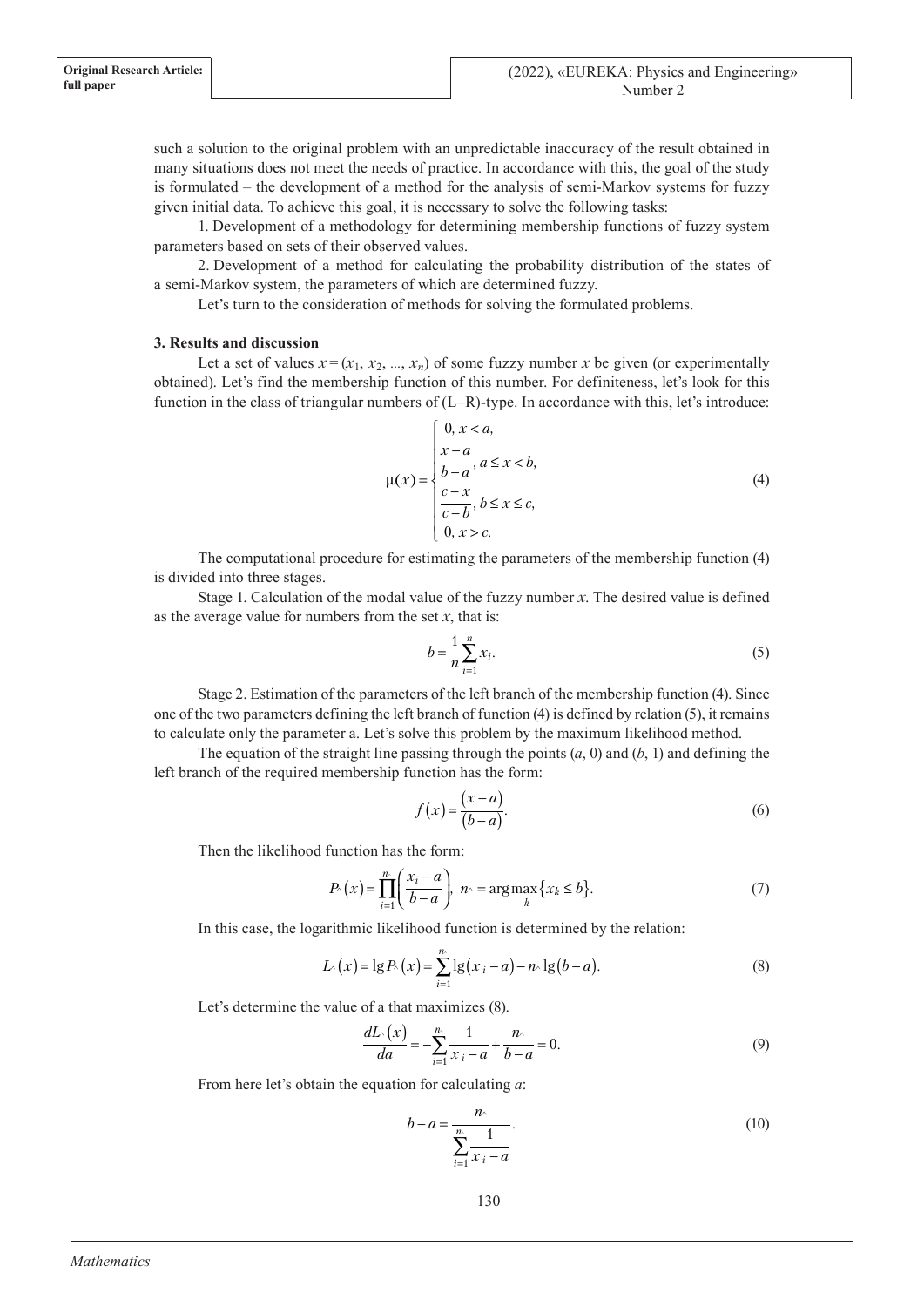such a solution to the original problem with an unpredictable inaccuracy of the result obtained in many situations does not meet the needs of practice. In accordance with this, the goal of the study is formulated – the development of a method for the analysis of semi-Markov systems for fuzzy given initial data. To achieve this goal, it is necessary to solve the following tasks:

1. Development of a methodology for determining membership functions of fuzzy system parameters based on sets of their observed values.

2. Development of a method for calculating the probability distribution of the states of a semi-Markov system, the parameters of which are determined fuzzy.

Let's turn to the consideration of methods for solving the formulated problems.

### 3. Results and discussion

Let a set of values $x=(x_1, x_2, ..., x_n)$ of some fuzzy number $x$ be given (or experimentally obtained). Let's find the membership function of this number. For definiteness, let's look for this function in the class of triangular numbers of (L–R)-type. In accordance with this, let's introduce:

$$\mu(x)=\begin{cases} 0,\ x<a, \\ \dfrac{x-a}{b-a},\ a\le x<b, \\ \dfrac{c-x}{c-b},\ b\le x\le c, \\ 0,\ x>c. \end{cases} \tag{4}$$

The computational procedure for estimating the parameters of the membership function (4) is divided into three stages.

Stage 1. Calculation of the modal value of the fuzzy number $x$. The desired value is defined as the average value for numbers from the set $x$, that is:

$$b=\frac{1}{n}\sum_{i=1}^{n}x_i. \tag{5}$$

Stage 2. Estimation of the parameters of the left branch of the membership function (4). Since one of the two parameters defining the left branch of function (4) is defined by relation (5), it remains to calculate only the parameter a. Let's solve this problem by the maximum likelihood method.

The equation of the straight line passing through the points $(a, 0)$ and $(b, 1)$ and defining the left branch of the required membership function has the form:

$$f(x)=\frac{(x-a)}{(b-a)}. \tag{6}$$

Then the likelihood function has the form:

$$P_{\wedge}(x)=\prod_{i=1}^{n_{\wedge}}\left(\frac{x_i-a}{b-a}\right),\ n_{\wedge}=\arg\max_{k}\{x_k\le b\}. \tag{7}$$

In this case, the logarithmic likelihood function is determined by the relation:

$$L_{\wedge}(x)=\lg P_{\wedge}(x)=\sum_{i=1}^{n_{\wedge}}\lg(x_i-a)-n_{\wedge}\lg(b-a). \tag{8}$$

Let's determine the value of a that maximizes (8).

$$\frac{dL_{\wedge}(x)}{da}=-\sum_{i=1}^{n_{\wedge}}\frac{1}{x_i-a}+\frac{n_{\wedge}}{b-a}=0. \tag{9}$$

From here let's obtain the equation for calculating $a$:

$$b-a=\frac{n_{\wedge}}{\sum_{i=1}^{n_{\wedge}}\frac{1}{x_i-a}}. \tag{10}$$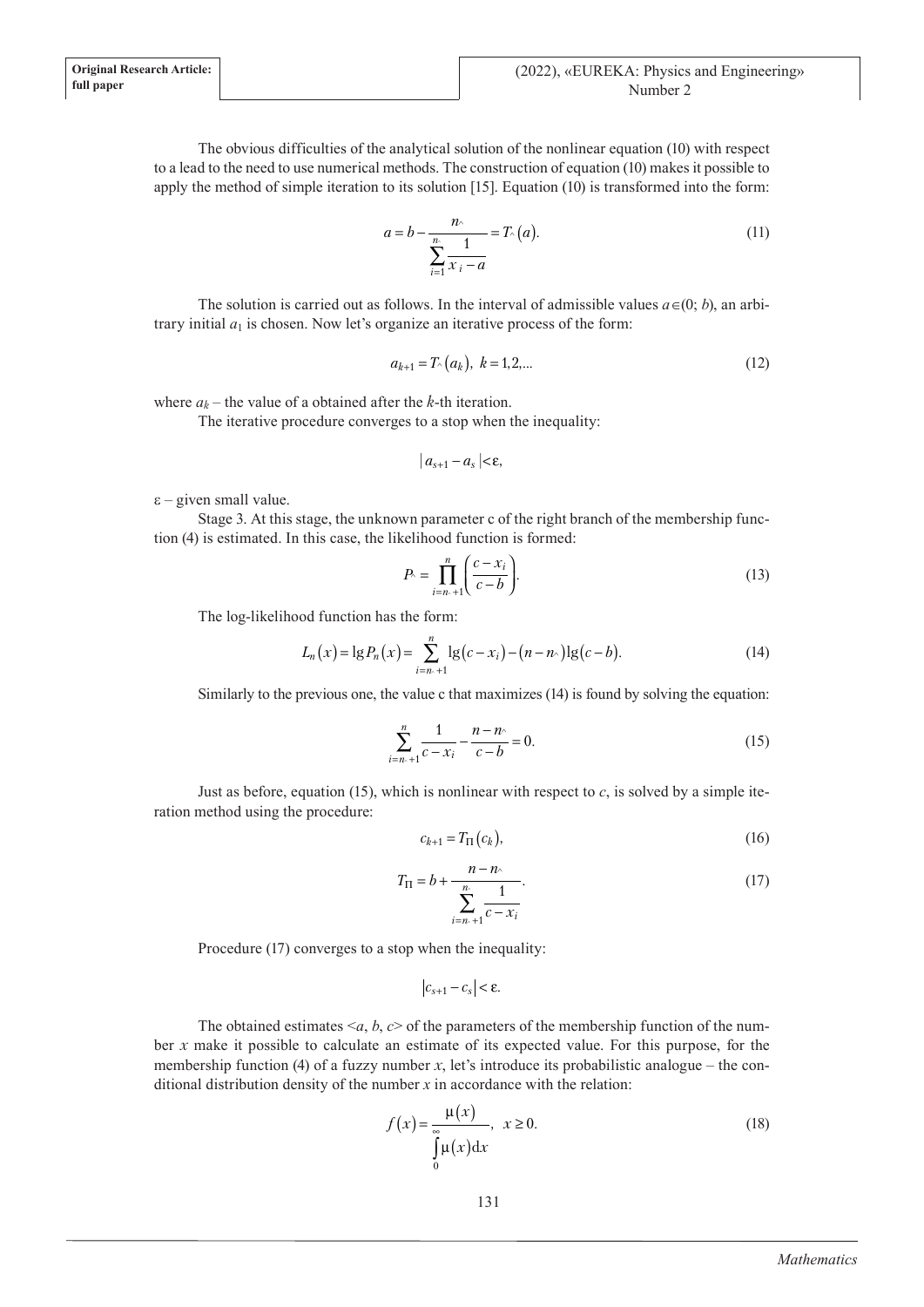The obvious difficulties of the analytical solution of the nonlinear equation (10) with respect to a lead to the need to use numerical methods. The construction of equation (10) makes it possible to apply the method of simple iteration to its solution [15]. Equation (10) is transformed into the form:

$$a = b - \frac{n_{\wedge}}{\sum_{i=1}^{n_{\wedge}} \frac{1}{x_i - a}} = T_{\wedge}(a). \tag{11}$$

The solution is carried out as follows. In the interval of admissible values $a \in (0; b)$, an arbitrary initial $a_1$ is chosen. Now let's organize an iterative process of the form:

$$a_{k+1} = T_{\wedge}(a_k),\ k = 1,2,... \tag{12}$$

where $a_k$ – the value of a obtained after the $k$-th iteration.

The iterative procedure converges to a stop when the inequality:

$$|a_{s+1} - a_s| < \varepsilon,$$

$\varepsilon$ – given small value.

Stage 3. At this stage, the unknown parameter c of the right branch of the membership function (4) is estimated. In this case, the likelihood function is formed:

$$P_{\wedge} = \prod_{i=n_{\wedge}+1}^{n} \left( \frac{c - x_i}{c - b} \right). \tag{13}$$

The log-likelihood function has the form:

$$L_n(x) = \lg P_n(x) = \sum_{i=n_{\wedge}+1}^{n} \lg(c - x_i) - (n - n_{\wedge}) \lg(c - b). \tag{14}$$

Similarly to the previous one, the value c that maximizes (14) is found by solving the equation:

$$\sum_{i=n_{\wedge}+1}^{n} \frac{1}{c - x_i} - \frac{n - n_{\wedge}}{c - b} = 0. \tag{15}$$

Just as before, equation (15), which is nonlinear with respect to $c$, is solved by a simple iteration method using the procedure:

$$c_{k+1} = T_{\Pi}(c_k), \tag{16}$$

$$T_{\Pi} = b + \frac{n - n_{\wedge}}{\sum_{i=n_{\wedge}+1}^{n_{\wedge}} \frac{1}{c - x_i}}. \tag{17}$$

Procedure (17) converges to a stop when the inequality:

$$|c_{s+1} - c_s| < \varepsilon.$$

The obtained estimates $<a, b, c>$ of the parameters of the membership function of the number $x$ make it possible to calculate an estimate of its expected value. For this purpose, for the membership function (4) of a fuzzy number $x$, let's introduce its probabilistic analogue – the conditional distribution density of the number $x$ in accordance with the relation:

$$f(x) = \frac{\mu(x)}{\int_0^{\infty} \mu(x) \mathrm{d}x},\ \ x \geq 0. \tag{18}$$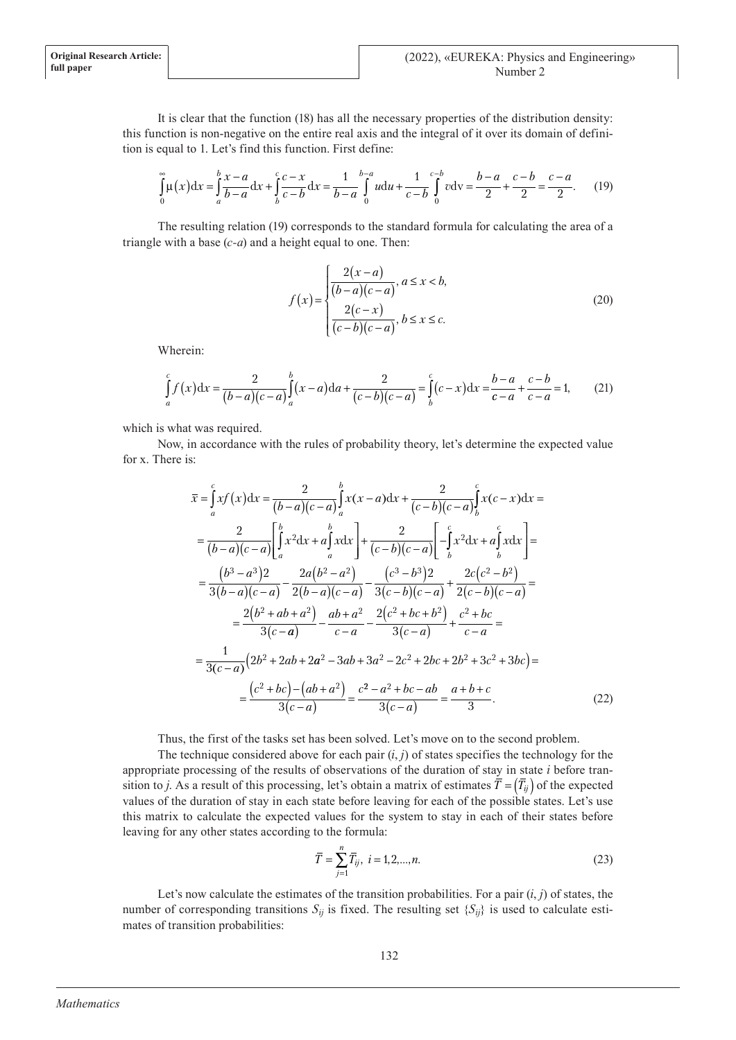It is clear that the function (18) has all the necessary properties of the distribution density: this function is non-negative on the entire real axis and the integral of it over its domain of definition is equal to 1. Let's find this function. First define:

$$\int_0^{\infty} \mu(x)\mathrm{d}x = \int_a^b \frac{x-a}{b-a}\mathrm{d}x + \int_b^c \frac{c-x}{c-b}\mathrm{d}x = \frac{1}{b-a}\int_0^{b-a} u\mathrm{d}u + \frac{1}{c-b}\int_0^{c-b} v\mathrm{d}v = \frac{b-a}{2} + \frac{c-b}{2} = \frac{c-a}{2}. \quad (19)$$

The resulting relation (19) corresponds to the standard formula for calculating the area of a triangle with a base (*c-a*) and a height equal to one. Then:

$$f(x) = \begin{cases} \dfrac{2(x-a)}{(b-a)(c-a)}, & a \le x < b, \\ \dfrac{2(c-x)}{(c-b)(c-a)}, & b \le x \le c. \end{cases} \quad (20)$$

Wherein:

$$\int_a^c f(x)\mathrm{d}x = \frac{2}{(b-a)(c-a)}\int_a^b (x-a)\mathrm{d}a + \frac{2}{(c-b)(c-a)} = \int_b^c (c-x)\mathrm{d}x = \frac{b-a}{c-a} + \frac{c-b}{c-a} = 1, \quad (21)$$

which is what was required.

Now, in accordance with the rules of probability theory, let's determine the expected value for x. There is:

$$\begin{aligned}
\bar{x} &= \int_a^c x f(x)\mathrm{d}x = \frac{2}{(b-a)(c-a)}\int_a^b x(x-a)\mathrm{d}x + \frac{2}{(c-b)(c-a)}\int_b^c x(c-x)\mathrm{d}x = \\
&= \frac{2}{(b-a)(c-a)}\left[\int_a^b x^2\mathrm{d}x + a\int_a^b x\mathrm{d}x\right] + \frac{2}{(c-b)(c-a)}\left[-\int_b^c x^2\mathrm{d}x + a\int_b^c x\mathrm{d}x\right] = \\
&= \frac{(b^3-a^3)2}{3(b-a)(c-a)} - \frac{2a(b^2-a^2)}{2(b-a)(c-a)} - \frac{(c^3-b^3)2}{3(c-b)(c-a)} + \frac{2c(c^2-b^2)}{2(c-b)(c-a)} = \\
&= \frac{2(b^2+ab+a^2)}{3(c-a)} - \frac{ab+a^2}{c-a} - \frac{2(c^2+bc+b^2)}{3(c-a)} + \frac{c^2+bc}{c-a} = \\
&= \frac{1}{3(c-a)}\left(2b^2+2ab+2a^2-3ab+3a^2-2c^2+2bc+2b^2+3c^2+3bc\right) = \\
&= \frac{(c^2+bc)-(ab+a^2)}{3(c-a)} = \frac{c^2-a^2+bc-ab}{3(c-a)} = \frac{a+b+c}{3}.
\end{aligned} \quad (22)$$

Thus, the first of the tasks set has been solved. Let's move on to the second problem.

The technique considered above for each pair $(i, j)$ of states specifies the technology for the appropriate processing of the results of observations of the duration of stay in state *i* before transition to *j*. As a result of this processing, let's obtain a matrix of estimates $\bar{T} = (\bar{T}_{ij})$ of the expected values of the duration of stay in each state before leaving for each of the possible states. Let's use this matrix to calculate the expected values for the system to stay in each of their states before leaving for any other states according to the formula:

$$\bar{T} = \sum_{j=1}^{n} \bar{T}_{ij}, \; i = 1, 2, \ldots, n. \quad (23)$$

Let's now calculate the estimates of the transition probabilities. For a pair $(i, j)$ of states, the number of corresponding transitions $S_{ij}$ is fixed. The resulting set $\{S_{ij}\}$ is used to calculate estimates of transition probabilities: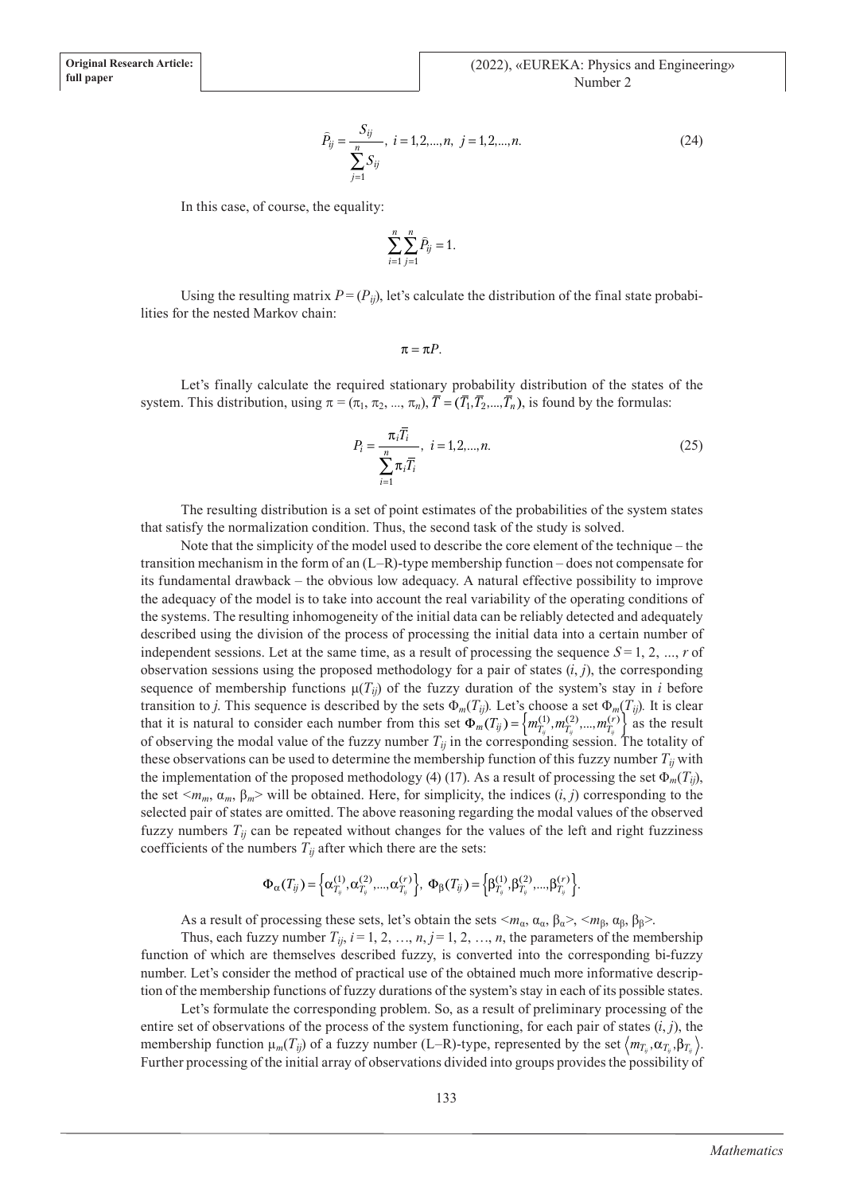$$\tilde{P}_{ij} = \frac{S_{ij}}{\sum_{j=1}^{n} S_{ij}}, \; i = 1,2,...,n, \; j = 1,2,...,n. \tag{24}$$

In this case, of course, the equality:

$$\sum_{i=1}^{n}\sum_{j=1}^{n} \tilde{P}_{ij} = 1.$$

Using the resulting matrix $P = (P_{ij})$, let's calculate the distribution of the final state probabilities for the nested Markov chain:

$$\pi = \pi P.$$

Let's finally calculate the required stationary probability distribution of the states of the system. This distribution, using $\pi = (\pi_1, \pi_2, ..., \pi_n)$, $\overline{T} = (\overline{T}_1, \overline{T}_2, ..., \overline{T}_n)$, is found by the formulas:

$$P_i = \frac{\pi_i \overline{T}_i}{\sum_{i=1}^{n} \pi_i \overline{T}_i}, \; i = 1,2,...,n. \tag{25}$$

The resulting distribution is a set of point estimates of the probabilities of the system states that satisfy the normalization condition. Thus, the second task of the study is solved.

Note that the simplicity of the model used to describe the core element of the technique – the transition mechanism in the form of an (L–R)-type membership function – does not compensate for its fundamental drawback – the obvious low adequacy. A natural effective possibility to improve the adequacy of the model is to take into account the real variability of the operating conditions of the systems. The resulting inhomogeneity of the initial data can be reliably detected and adequately described using the division of the process of processing the initial data into a certain number of independent sessions. Let at the same time, as a result of processing the sequence $S = 1, 2, ..., r$ of observation sessions using the proposed methodology for a pair of states $(i, j)$, the corresponding sequence of membership functions $\mu(T_{ij})$ of the fuzzy duration of the system's stay in $i$ before transition to $j$. This sequence is described by the sets $\Phi_m(T_{ij})$. Let's choose a set $\Phi_m(T_{ij})$. It is clear that it is natural to consider each number from this set $\Phi_m(T_{ij}) = \left\{ m_{T_{ij}}^{(1)}, m_{T_{ij}}^{(2)}, ..., m_{T_{ij}}^{(r)} \right\}$ as the result of observing the modal value of the fuzzy number $T_{ij}$ in the corresponding session. The totality of these observations can be used to determine the membership function of this fuzzy number $T_{ij}$ with the implementation of the proposed methodology (4) (17). As a result of processing the set $\Phi_m(T_{ij})$, the set $<m_m, \alpha_m, \beta_m>$ will be obtained. Here, for simplicity, the indices $(i, j)$ corresponding to the selected pair of states are omitted. The above reasoning regarding the modal values of the observed fuzzy numbers $T_{ij}$ can be repeated without changes for the values of the left and right fuzziness coefficients of the numbers $T_{ij}$ after which there are the sets:

$$\Phi_\alpha(T_{ij}) = \left\{ \alpha_{T_{ij}}^{(1)}, \alpha_{T_{ij}}^{(2)}, ..., \alpha_{T_{ij}}^{(r)} \right\}, \; \Phi_\beta(T_{ij}) = \left\{ \beta_{T_{ij}}^{(1)}, \beta_{T_{ij}}^{(2)}, ..., \beta_{T_{ij}}^{(r)} \right\}.$$

As a result of processing these sets, let's obtain the sets $<m_\alpha, \alpha_\alpha, \beta_\alpha>$, $<m_\beta, \alpha_\beta, \beta_\beta>$.

Thus, each fuzzy number $T_{ij}$, $i = 1, 2, ..., n$, $j = 1, 2, ..., n$, the parameters of the membership function of which are themselves described fuzzy, is converted into the corresponding bi-fuzzy number. Let's consider the method of practical use of the obtained much more informative description of the membership functions of fuzzy durations of the system's stay in each of its possible states.

Let's formulate the corresponding problem. So, as a result of preliminary processing of the entire set of observations of the process of the system functioning, for each pair of states $(i, j)$, the membership function $\mu_m(T_{ij})$ of a fuzzy number (L–R)-type, represented by the set $\left\langle m_{T_{ij}}, \alpha_{T_{ij}}, \beta_{T_{ij}} \right\rangle$. Further processing of the initial array of observations divided into groups provides the possibility of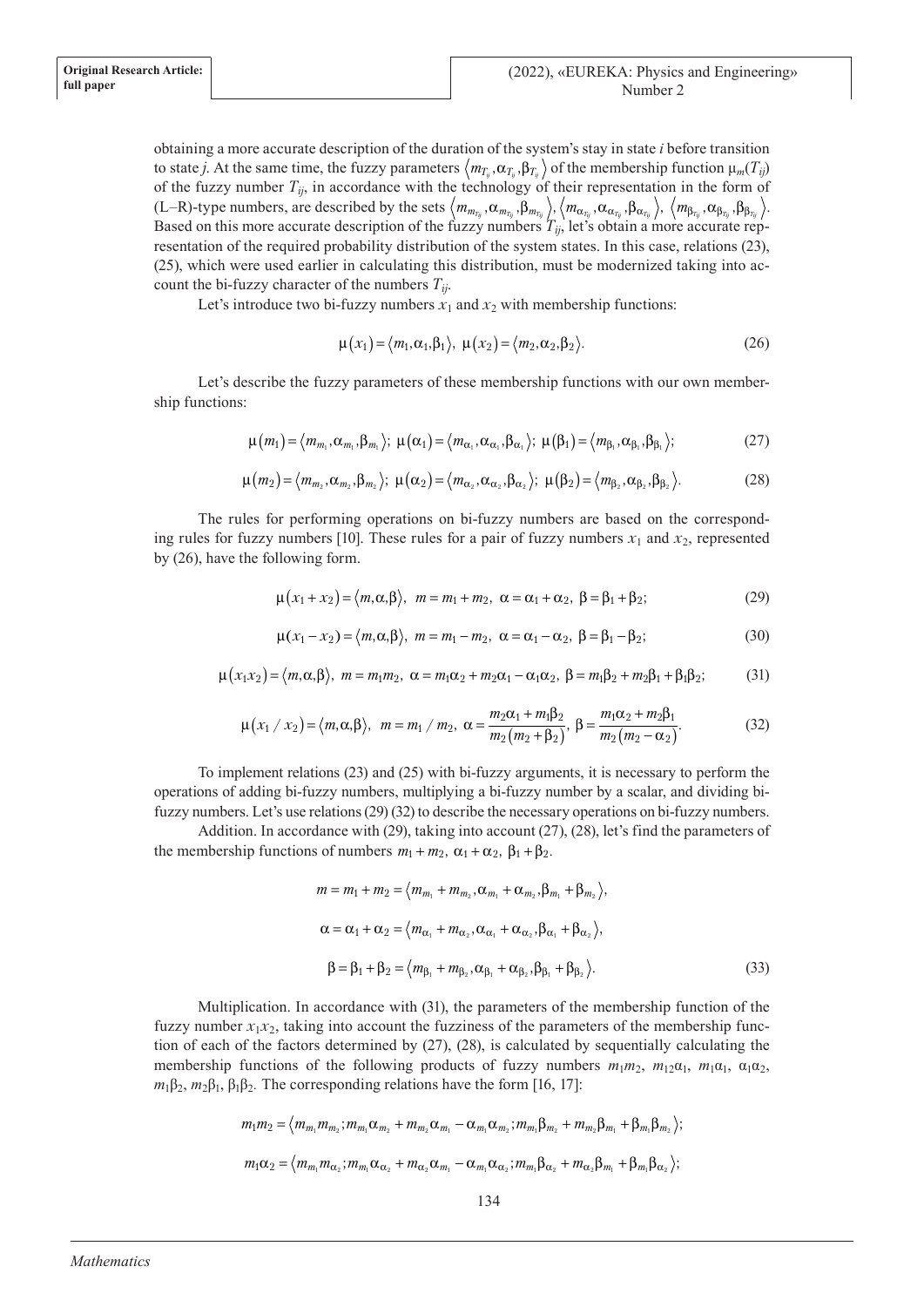obtaining a more accurate description of the duration of the system's stay in state $i$ before transition to state $j$. At the same time, the fuzzy parameters $\langle m_{T_{ij}}, \alpha_{T_{ij}}, \beta_{T_{ij}} \rangle$ of the membership function $\mu_m(T_{ij})$ of the fuzzy number $T_{ij}$, in accordance with the technology of their representation in the form of (L–R)-type numbers, are described by the sets $\langle m_{m_{T_{ij}}}, \alpha_{m_{T_{ij}}}, \beta_{m_{T_{ij}}} \rangle$, $\langle m_{\alpha_{T_{ij}}}, \alpha_{\alpha_{T_{ij}}}, \beta_{\alpha_{T_{ij}}} \rangle$, $\langle m_{\beta_{T_{ij}}}, \alpha_{\beta_{T_{ij}}}, \beta_{\beta_{T_{ij}}} \rangle$. Based on this more accurate description of the fuzzy numbers $T_{ij}$, let's obtain a more accurate representation of the required probability distribution of the system states. In this case, relations (23), (25), which were used earlier in calculating this distribution, must be modernized taking into account the bi-fuzzy character of the numbers $T_{ij}$.

Let's introduce two bi-fuzzy numbers $x_1$ and $x_2$ with membership functions:

$$\mu(x_1) = \langle m_1, \alpha_1, \beta_1 \rangle, \ \mu(x_2) = \langle m_2, \alpha_2, \beta_2 \rangle. \tag{26}$$

Let's describe the fuzzy parameters of these membership functions with our own membership functions:

$$\mu(m_1) = \langle m_{m_1}, \alpha_{m_1}, \beta_{m_1} \rangle; \ \mu(\alpha_1) = \langle m_{\alpha_1}, \alpha_{\alpha_1}, \beta_{\alpha_1} \rangle; \ \mu(\beta_1) = \langle m_{\beta_1}, \alpha_{\beta_1}, \beta_{\beta_1} \rangle; \tag{27}$$

$$\mu(m_2) = \langle m_{m_2}, \alpha_{m_2}, \beta_{m_2} \rangle; \ \mu(\alpha_2) = \langle m_{\alpha_2}, \alpha_{\alpha_2}, \beta_{\alpha_2} \rangle; \ \mu(\beta_2) = \langle m_{\beta_2}, \alpha_{\beta_2}, \beta_{\beta_2} \rangle. \tag{28}$$

The rules for performing operations on bi-fuzzy numbers are based on the corresponding rules for fuzzy numbers [10]. These rules for a pair of fuzzy numbers $x_1$ and $x_2$, represented by (26), have the following form.

$$\mu(x_1 + x_2) = \langle m, \alpha, \beta \rangle, \ m = m_1 + m_2, \ \alpha = \alpha_1 + \alpha_2, \ \beta = \beta_1 + \beta_2; \tag{29}$$

$$\mu(x_1 - x_2) = \langle m, \alpha, \beta \rangle, \ m = m_1 - m_2, \ \alpha = \alpha_1 - \alpha_2, \ \beta = \beta_1 - \beta_2; \tag{30}$$

$$\mu(x_1 x_2) = \langle m, \alpha, \beta \rangle, \ m = m_1 m_2, \ \alpha = m_1\alpha_2 + m_2\alpha_1 - \alpha_1\alpha_2, \ \beta = m_1\beta_2 + m_2\beta_1 + \beta_1\beta_2; \tag{31}$$

$$\mu(x_1 / x_2) = \langle m, \alpha, \beta \rangle, \ m = m_1 / m_2, \ \alpha = \frac{m_2\alpha_1 + m_1\beta_2}{m_2(m_2 + \beta_2)}, \ \beta = \frac{m_1\alpha_2 + m_2\beta_1}{m_2(m_2 - \alpha_2)}. \tag{32}$$

To implement relations (23) and (25) with bi-fuzzy arguments, it is necessary to perform the operations of adding bi-fuzzy numbers, multiplying a bi-fuzzy number by a scalar, and dividing bi-fuzzy numbers. Let's use relations (29)(32) to describe the necessary operations on bi-fuzzy numbers.

Addition. In accordance with (29), taking into account (27), (28), let's find the parameters of the membership functions of numbers $m_1 + m_2$, $\alpha_1 + \alpha_2$, $\beta_1 + \beta_2$.

$$m = m_1 + m_2 = \langle m_{m_1} + m_{m_2}, \alpha_{m_1} + \alpha_{m_2}, \beta_{m_1} + \beta_{m_2} \rangle,$$

$$\alpha = \alpha_1 + \alpha_2 = \langle m_{\alpha_1} + m_{\alpha_2}, \alpha_{\alpha_1} + \alpha_{\alpha_2}, \beta_{\alpha_1} + \beta_{\alpha_2} \rangle,$$

$$\beta = \beta_1 + \beta_2 = \langle m_{\beta_1} + m_{\beta_2}, \alpha_{\beta_1} + \alpha_{\beta_2}, \beta_{\beta_1} + \beta_{\beta_2} \rangle. \tag{33}$$

Multiplication. In accordance with (31), the parameters of the membership function of the fuzzy number $x_1x_2$, taking into account the fuzziness of the parameters of the membership function of each of the factors determined by (27), (28), is calculated by sequentially calculating the membership functions of the following products of fuzzy numbers $m_1m_2$, $m_{12}\alpha_1$, $m_1\alpha_1$, $\alpha_1\alpha_2$, $m_1\beta_2$, $m_2\beta_1$, $\beta_1\beta_2$. The corresponding relations have the form [16, 17]:

$$m_1 m_2 = \langle m_{m_1} m_{m_2}; m_{m_1}\alpha_{m_2} + m_{m_2}\alpha_{m_1} - \alpha_{m_1}\alpha_{m_2}; m_{m_1}\beta_{m_2} + m_{m_2}\beta_{m_1} + \beta_{m_1}\beta_{m_2} \rangle;$$

$$m_1 \alpha_2 = \langle m_{m_1} m_{\alpha_2}; m_{m_1}\alpha_{\alpha_2} + m_{\alpha_2}\alpha_{m_1} - \alpha_{m_1}\alpha_{\alpha_2}; m_{m_1}\beta_{\alpha_2} + m_{\alpha_2}\beta_{m_1} + \beta_{m_1}\beta_{\alpha_2} \rangle;$$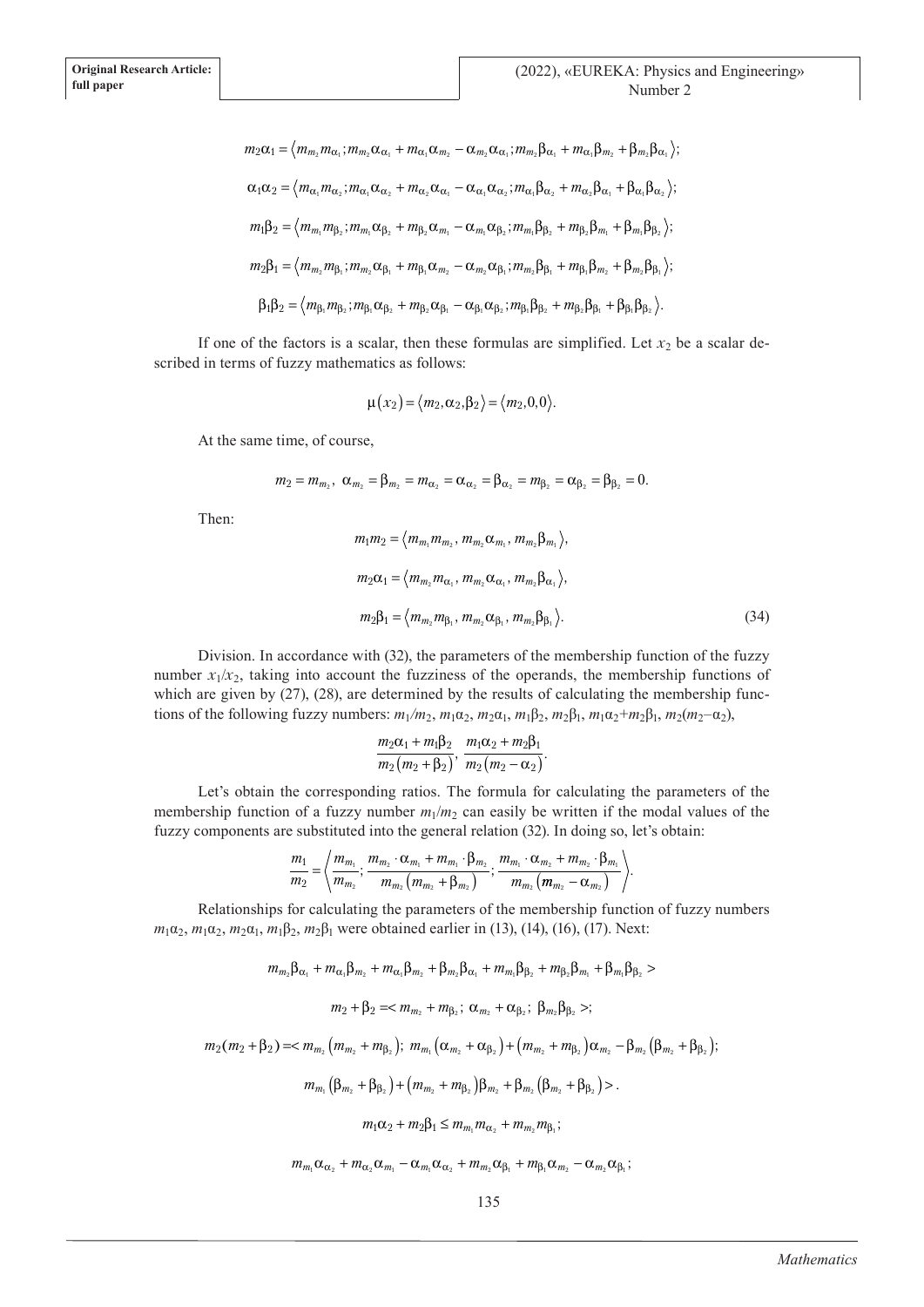$$m_2\alpha_1 = \left\langle m_{m_2} m_{\alpha_1}; m_{m_2}\alpha_{\alpha_1} + m_{\alpha_1}\alpha_{m_2} - \alpha_{m_2}\alpha_{\alpha_1}; m_{m_2}\beta_{\alpha_1} + m_{\alpha_1}\beta_{m_2} + \beta_{m_2}\beta_{\alpha_1} \right\rangle;$$

$$\alpha_1\alpha_2 = \left\langle m_{\alpha_1} m_{\alpha_2}; m_{\alpha_1}\alpha_{\alpha_2} + m_{\alpha_2}\alpha_{\alpha_1} - \alpha_{\alpha_1}\alpha_{\alpha_2}; m_{\alpha_1}\beta_{\alpha_2} + m_{\alpha_2}\beta_{\alpha_1} + \beta_{\alpha_1}\beta_{\alpha_2} \right\rangle;$$

$$m_1\beta_2 = \left\langle m_{m_1} m_{\beta_2}; m_{m_1}\alpha_{\beta_2} + m_{\beta_2}\alpha_{m_1} - \alpha_{m_1}\alpha_{\beta_2}; m_{m_1}\beta_{\beta_2} + m_{\beta_2}\beta_{m_1} + \beta_{m_1}\beta_{\beta_2} \right\rangle;$$

$$m_2\beta_1 = \left\langle m_{m_2} m_{\beta_1}; m_{m_2}\alpha_{\beta_1} + m_{\beta_1}\alpha_{m_2} - \alpha_{m_2}\alpha_{\beta_1}; m_{m_2}\beta_{\beta_1} + m_{\beta_1}\beta_{m_2} + \beta_{m_2}\beta_{\beta_1} \right\rangle;$$

$$\beta_1\beta_2 = \left\langle m_{\beta_1} m_{\beta_2}; m_{\beta_1}\alpha_{\beta_2} + m_{\beta_2}\alpha_{\beta_1} - \alpha_{\beta_1}\alpha_{\beta_2}; m_{\beta_1}\beta_{\beta_2} + m_{\beta_2}\beta_{\beta_1} + \beta_{\beta_1}\beta_{\beta_2} \right\rangle.$$

If one of the factors is a scalar, then these formulas are simplified. Let $x_2$ be a scalar described in terms of fuzzy mathematics as follows:

$$\mu(x_2) = \langle m_2, \alpha_2, \beta_2 \rangle = \langle m_2, 0, 0 \rangle.$$

At the same time, of course,

$$m_2 = m_{m_2},\ \alpha_{m_2} = \beta_{m_2} = m_{\alpha_2} = \alpha_{\alpha_2} = \beta_{\alpha_2} = m_{\beta_2} = \alpha_{\beta_2} = \beta_{\beta_2} = 0.$$

Then:

$$m_1 m_2 = \left\langle m_{m_1} m_{m_2},\ m_{m_2}\alpha_{m_1},\ m_{m_2}\beta_{m_1} \right\rangle,$$

$$m_2\alpha_1 = \left\langle m_{m_2} m_{\alpha_1},\ m_{m_2}\alpha_{\alpha_1},\ m_{m_2}\beta_{\alpha_1} \right\rangle,$$

$$m_2\beta_1 = \left\langle m_{m_2} m_{\beta_1},\ m_{m_2}\alpha_{\beta_1},\ m_{m_2}\beta_{\beta_1} \right\rangle. \tag{34}$$

Division. In accordance with (32), the parameters of the membership function of the fuzzy number $x_1/x_2$, taking into account the fuzziness of the operands, the membership functions of which are given by (27), (28), are determined by the results of calculating the membership functions of the following fuzzy numbers: $m_1/m_2$, $m_1\alpha_2$, $m_2\alpha_1$, $m_1\beta_2$, $m_2\beta_1$, $m_1\alpha_2+m_2\beta_1$, $m_2(m_2-\alpha_2)$,

$$\frac{m_2\alpha_1 + m_1\beta_2}{m_2(m_2+\beta_2)},\ \frac{m_1\alpha_2 + m_2\beta_1}{m_2(m_2-\alpha_2)}.$$

Let's obtain the corresponding ratios. The formula for calculating the parameters of the membership function of a fuzzy number $m_1/m_2$ can easily be written if the modal values of the fuzzy components are substituted into the general relation (32). In doing so, let's obtain:

$$\frac{m_1}{m_2} = \left\langle \frac{m_{m_1}}{m_{m_2}}; \frac{m_{m_2}\cdot\alpha_{m_1} + m_{m_1}\cdot\beta_{m_2}}{m_{m_2}(m_{m_2}+\beta_{m_2})}; \frac{m_{m_1}\cdot\alpha_{m_2} + m_{m_2}\cdot\beta_{m_1}}{m_{m_2}(m_{m_2}-\alpha_{m_2})} \right\rangle.$$

Relationships for calculating the parameters of the membership function of fuzzy numbers $m_1\alpha_2$, $m_1\alpha_2$, $m_2\alpha_1$, $m_1\beta_2$, $m_2\beta_1$ were obtained earlier in (13), (14), (16), (17). Next:

$$m_{m_2}\beta_{\alpha_1} + m_{\alpha_1}\beta_{m_2} + m_{\alpha_1}\beta_{m_2} + \beta_{m_2}\beta_{\alpha_1} + m_{m_1}\beta_{\beta_2} + m_{\beta_2}\beta_{m_1} + \beta_{m_1}\beta_{\beta_2} >$$

$$m_2 + \beta_2 =< m_{m_2} + m_{\beta_2};\ \alpha_{m_2} + \alpha_{\beta_2};\ \beta_{m_2}\beta_{\beta_2} >;$$

$$m_2(m_2+\beta_2) =< m_{m_2}\left(m_{m_2} + m_{\beta_2}\right);\ m_{m_1}\left(\alpha_{m_2} + \alpha_{\beta_2}\right) + \left(m_{m_2} + m_{\beta_2}\right)\alpha_{m_2} - \beta_{m_2}\left(\beta_{m_2} + \beta_{\beta_2}\right);$$

$$m_{m_1}\left(\beta_{m_2} + \beta_{\beta_2}\right) + \left(m_{m_2} + m_{\beta_2}\right)\beta_{m_2} + \beta_{m_2}\left(\beta_{m_2} + \beta_{\beta_2}\right) >.$$

$$m_1\alpha_2 + m_2\beta_1 \le m_{m_1}m_{\alpha_2} + m_{m_2}m_{\beta_1};$$

$$m_{m_1}\alpha_{\alpha_2} + m_{\alpha_2}\alpha_{m_1} - \alpha_{m_1}\alpha_{\alpha_2} + m_{m_2}\alpha_{\beta_1} + m_{\beta_1}\alpha_{m_2} - \alpha_{m_2}\alpha_{\beta_1};$$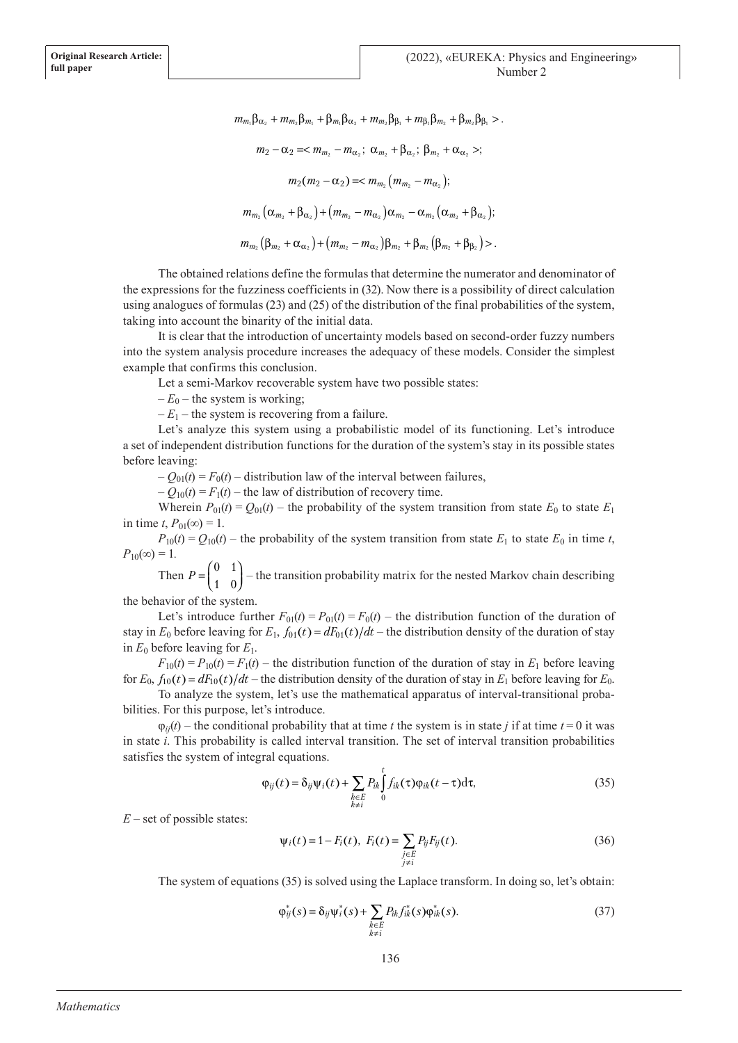$$m_{m_1}\beta_{\alpha_2} + m_{m_2}\beta_{m_1} + \beta_{m_1}\beta_{\alpha_2} + m_{m_2}\beta_{\beta_1} + m_{\beta_1}\beta_{m_2} + \beta_{m_2}\beta_{\beta_1} >.$$

$$m_2 - \alpha_2 =< m_{m_2} - m_{\alpha_2};\ \alpha_{m_2} + \beta_{\alpha_2};\ \beta_{m_2} + \alpha_{\alpha_2} >;$$

$$m_2(m_2 - \alpha_2) =< m_{m_2}\left(m_{m_2} - m_{\alpha_2}\right);$$

$$m_{m_2}\left(\alpha_{m_2} + \beta_{\alpha_2}\right) + \left(m_{m_2} - m_{\alpha_2}\right)\alpha_{m_2} - \alpha_{m_2}\left(\alpha_{m_2} + \beta_{\alpha_2}\right);$$

$$m_{m_2}\left(\beta_{m_2} + \alpha_{\alpha_2}\right) + \left(m_{m_2} - m_{\alpha_2}\right)\beta_{m_2} + \beta_{m_2}\left(\beta_{m_2} + \beta_{\beta_2}\right) >.$$

The obtained relations define the formulas that determine the numerator and denominator of the expressions for the fuzziness coefficients in (32). Now there is a possibility of direct calculation using analogues of formulas (23) and (25) of the distribution of the final probabilities of the system, taking into account the binarity of the initial data.

It is clear that the introduction of uncertainty models based on second-order fuzzy numbers into the system analysis procedure increases the adequacy of these models. Consider the simplest example that confirms this conclusion.

Let a semi-Markov recoverable system have two possible states:

– $E_0$ – the system is working;

– $E_1$ – the system is recovering from a failure.

Let's analyze this system using a probabilistic model of its functioning. Let's introduce a set of independent distribution functions for the duration of the system's stay in its possible states before leaving:

– $Q_{01}(t) = F_0(t)$ – distribution law of the interval between failures,

– $Q_{10}(t) = F_1(t)$ – the law of distribution of recovery time.

Wherein $P_{01}(t) = Q_{01}(t)$ – the probability of the system transition from state $E_0$ to state $E_1$ in time $t$, $P_{01}(\infty) = 1$.

$P_{10}(t) = Q_{10}(t)$ – the probability of the system transition from state $E_1$ to state $E_0$ in time $t$, $P_{10}(\infty) = 1$.

Then $P = \begin{pmatrix} 0 & 1 \\ 1 & 0 \end{pmatrix}$ – the transition probability matrix for the nested Markov chain describing the behavior of the system.

Let's introduce further $F_{01}(t) = P_{01}(t) = F_0(t)$ – the distribution function of the duration of stay in $E_0$ before leaving for $E_1$, $f_{01}(t) = dF_{01}(t)/dt$ – the distribution density of the duration of stay in $E_0$ before leaving for $E_1$.

$F_{10}(t) = P_{10}(t) = F_1(t)$ – the distribution function of the duration of stay in $E_1$ before leaving for $E_0$, $f_{10}(t) = dF_{10}(t)/dt$ – the distribution density of the duration of stay in $E_1$ before leaving for $E_0$.

To analyze the system, let's use the mathematical apparatus of interval-transitional probabilities. For this purpose, let's introduce.

$\varphi_{ij}(t)$ – the conditional probability that at time $t$ the system is in state $j$ if at time $t = 0$ it was in state $i$. This probability is called interval transition. The set of interval transition probabilities satisfies the system of integral equations.

$$\varphi_{ij}(t) = \delta_{ij}\psi_i(t) + \sum_{\substack{k \in E \\ k \neq i}} P_{ik} \int_0^t f_{ik}(\tau)\varphi_{ik}(t - \tau)\mathrm{d}\tau, \tag{35}$$

$E$ – set of possible states:

$$\psi_i(t) = 1 - F_i(t),\ F_i(t) = \sum_{\substack{j \in E \\ j \neq i}} P_{ij}F_{ij}(t). \tag{36}$$

The system of equations (35) is solved using the Laplace transform. In doing so, let's obtain:

$$\varphi_{ij}^*(s) = \delta_{ij}\psi_i^*(s) + \sum_{\substack{k \in E \\ k \neq i}} P_{ik} f_{ik}^*(s)\varphi_{ik}^*(s). \tag{37}$$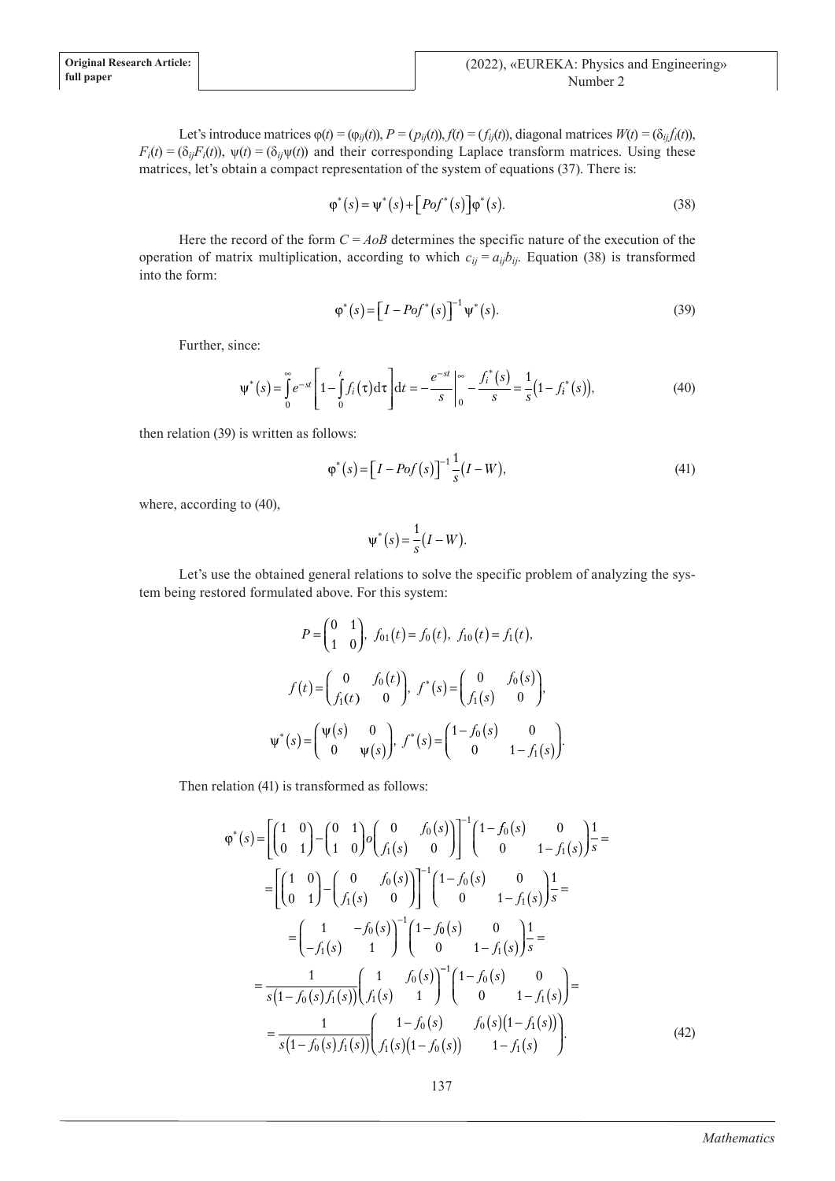Let's introduce matrices $\varphi(t) = (\varphi_{ij}(t))$, $P = (p_{ij}(t))$, $f(t) = (f_{ij}(t))$, diagonal matrices $W(t) = (\delta_{ij} f_i(t))$, $F_i(t) = (\delta_{ij} F_i(t))$, $\psi(t) = (\delta_{ij}\psi(t))$ and their corresponding Laplace transform matrices. Using these matrices, let's obtain a compact representation of the system of equations (37). There is:

$$\varphi^*(s) = \psi^*(s) + \left[Pof^*(s)\right]\varphi^*(s). \tag{38}$$

Here the record of the form $C = AoB$ determines the specific nature of the execution of the operation of matrix multiplication, according to which $c_{ij} = a_{ij}b_{ij}$. Equation (38) is transformed into the form:

$$\varphi^*(s) = \left[I - Pof^*(s)\right]^{-1}\psi^*(s). \tag{39}$$

Further, since:

$$\psi^*(s) = \int_0^\infty e^{-st}\left[1 - \int_0^t f_i(\tau)\mathrm{d}\tau\right]\mathrm{d}t = -\frac{e^{-st}}{s}\bigg|_0^\infty - \frac{f_i^*(s)}{s} = \frac{1}{s}\left(1 - f_i^*(s)\right), \tag{40}$$

then relation (39) is written as follows:

$$\varphi^*(s) = \left[I - Pof(s)\right]^{-1}\frac{1}{s}(I - W), \tag{41}$$

where, according to (40),

$$\psi^*(s) = \frac{1}{s}(I - W).$$

Let's use the obtained general relations to solve the specific problem of analyzing the system being restored formulated above. For this system:

$$P = \begin{pmatrix} 0 & 1 \\ 1 & 0 \end{pmatrix},\ f_{01}(t) = f_0(t),\ f_{10}(t) = f_1(t),$$

$$f(t) = \begin{pmatrix} 0 & f_0(t) \\ f_1(t) & 0 \end{pmatrix},\ f^*(s) = \begin{pmatrix} 0 & f_0(s) \\ f_1(s) & 0 \end{pmatrix},$$

$$\psi^*(s) = \begin{pmatrix} \psi(s) & 0 \\ 0 & \psi(s) \end{pmatrix},\ f^*(s) = \begin{pmatrix} 1 - f_0(s) & 0 \\ 0 & 1 - f_1(s) \end{pmatrix}.$$

Then relation (41) is transformed as follows:

$$\begin{aligned}
\varphi^*(s) &= \left[\begin{pmatrix} 1 & 0 \\ 0 & 1 \end{pmatrix} - \begin{pmatrix} 0 & 1 \\ 1 & 0 \end{pmatrix} o \begin{pmatrix} 0 & f_0(s) \\ f_1(s) & 0 \end{pmatrix}\right]^{-1}\begin{pmatrix} 1 - f_0(s) & 0 \\ 0 & 1 - f_1(s) \end{pmatrix}\frac{1}{s} = \\
&= \left[\begin{pmatrix} 1 & 0 \\ 0 & 1 \end{pmatrix} - \begin{pmatrix} 0 & f_0(s) \\ f_1(s) & 0 \end{pmatrix}\right]^{-1}\begin{pmatrix} 1 - f_0(s) & 0 \\ 0 & 1 - f_1(s) \end{pmatrix}\frac{1}{s} = \\
&= \begin{pmatrix} 1 & -f_0(s) \\ -f_1(s) & 1 \end{pmatrix}^{-1}\begin{pmatrix} 1 - f_0(s) & 0 \\ 0 & 1 - f_1(s) \end{pmatrix}\frac{1}{s} = \\
&= \frac{1}{s\left(1 - f_0(s)f_1(s)\right)}\begin{pmatrix} 1 & f_0(s) \\ f_1(s) & 1 \end{pmatrix}^{-1}\begin{pmatrix} 1 - f_0(s) & 0 \\ 0 & 1 - f_1(s) \end{pmatrix} = \\
&= \frac{1}{s\left(1 - f_0(s)f_1(s)\right)}\begin{pmatrix} 1 - f_0(s) & f_0(s)\left(1 - f_1(s)\right) \\ f_1(s)\left(1 - f_0(s)\right) & 1 - f_1(s) \end{pmatrix}.
\end{aligned} \tag{42}$$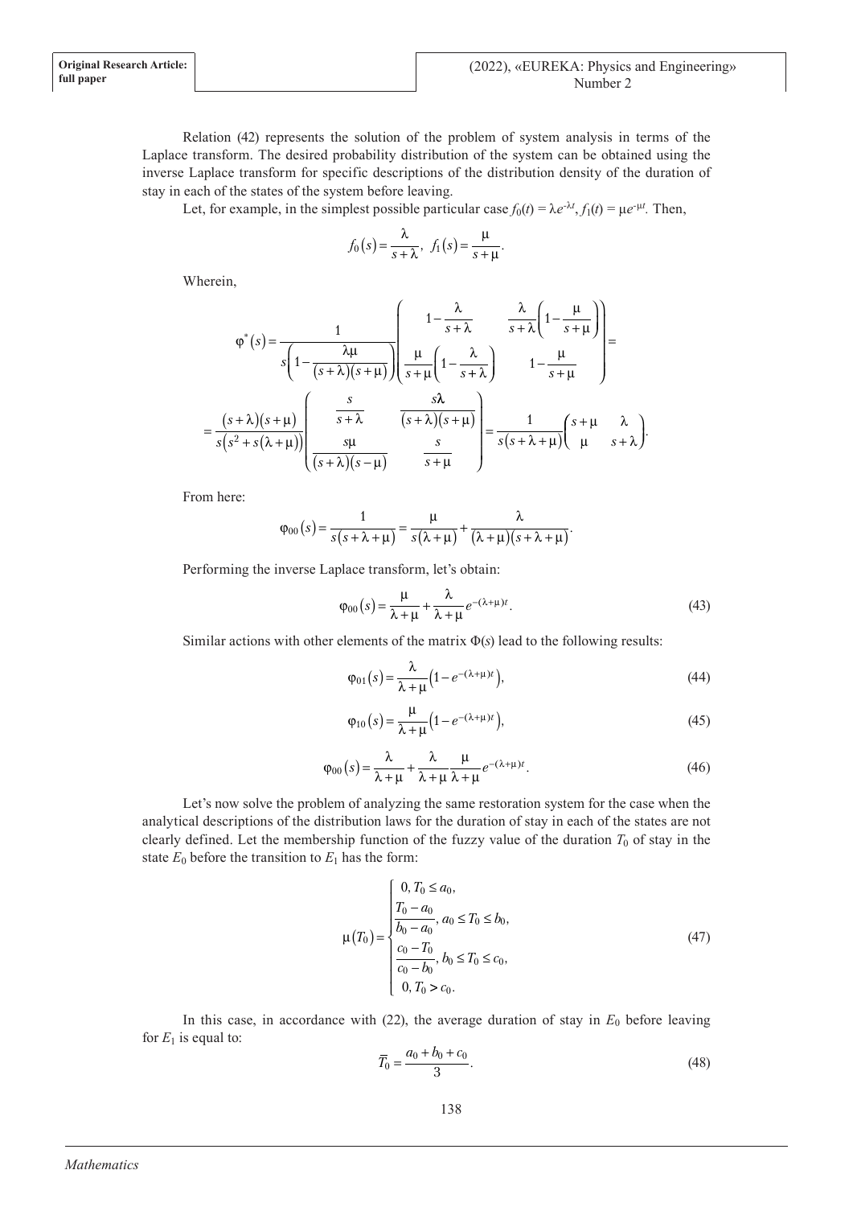Relation (42) represents the solution of the problem of system analysis in terms of the Laplace transform. The desired probability distribution of the system can be obtained using the inverse Laplace transform for specific descriptions of the distribution density of the duration of stay in each of the states of the system before leaving.

Let, for example, in the simplest possible particular case $f_0(t) = \lambda e^{-\lambda t}$, $f_1(t) = \mu e^{-\mu t}$. Then,

$$f_0(s) = \frac{\lambda}{s+\lambda},\ \ f_1(s) = \frac{\mu}{s+\mu}.$$

Wherein,

$$\varphi^*(s) = \frac{1}{s\left(1 - \frac{\lambda\mu}{(s+\lambda)(s+\mu)}\right)} \begin{pmatrix} 1 - \frac{\lambda}{s+\lambda} & \frac{\lambda}{s+\lambda}\left(1 - \frac{\mu}{s+\mu}\right) \\ \frac{\mu}{s+\mu}\left(1 - \frac{\lambda}{s+\lambda}\right) & 1 - \frac{\mu}{s+\mu} \end{pmatrix} =$$

$$= \frac{(s+\lambda)(s+\mu)}{s\left(s^2 + s(\lambda+\mu)\right)} \begin{pmatrix} \frac{s}{s+\lambda} & \frac{s\lambda}{(s+\lambda)(s+\mu)} \\ \frac{s\mu}{(s+\lambda)(s-\mu)} & \frac{s}{s+\mu} \end{pmatrix} = \frac{1}{s(s+\lambda+\mu)} \begin{pmatrix} s+\mu & \lambda \\ \mu & s+\lambda \end{pmatrix}.$$

From here:

$$\varphi_{00}(s) = \frac{1}{s(s+\lambda+\mu)} = \frac{\mu}{s(\lambda+\mu)} + \frac{\lambda}{(\lambda+\mu)(s+\lambda+\mu)}.$$

Performing the inverse Laplace transform, let's obtain:

$$\varphi_{00}(s) = \frac{\mu}{\lambda+\mu} + \frac{\lambda}{\lambda+\mu} e^{-(\lambda+\mu)t}. \tag{43}$$

Similar actions with other elements of the matrix $\Phi(s)$ lead to the following results:

$$\varphi_{01}(s) = \frac{\lambda}{\lambda+\mu}\left(1 - e^{-(\lambda+\mu)t}\right), \tag{44}$$

$$\varphi_{10}(s) = \frac{\mu}{\lambda+\mu}\left(1 - e^{-(\lambda+\mu)t}\right), \tag{45}$$

$$\varphi_{00}(s) = \frac{\lambda}{\lambda+\mu} + \frac{\lambda}{\lambda+\mu}\frac{\mu}{\lambda+\mu} e^{-(\lambda+\mu)t}. \tag{46}$$

Let's now solve the problem of analyzing the same restoration system for the case when the analytical descriptions of the distribution laws for the duration of stay in each of the states are not clearly defined. Let the membership function of the fuzzy value of the duration $T_0$ of stay in the state $E_0$ before the transition to $E_1$ has the form:

$$\mu(T_0) = \begin{cases} 0, T_0 \le a_0, \\ \frac{T_0 - a_0}{b_0 - a_0}, a_0 \le T_0 \le b_0, \\ \frac{c_0 - T_0}{c_0 - b_0}, b_0 \le T_0 \le c_0, \\ 0, T_0 > c_0. \end{cases} \tag{47}$$

In this case, in accordance with (22), the average duration of stay in $E_0$ before leaving for $E_1$ is equal to:

$$\overline{T}_0 = \frac{a_0 + b_0 + c_0}{3}. \tag{48}$$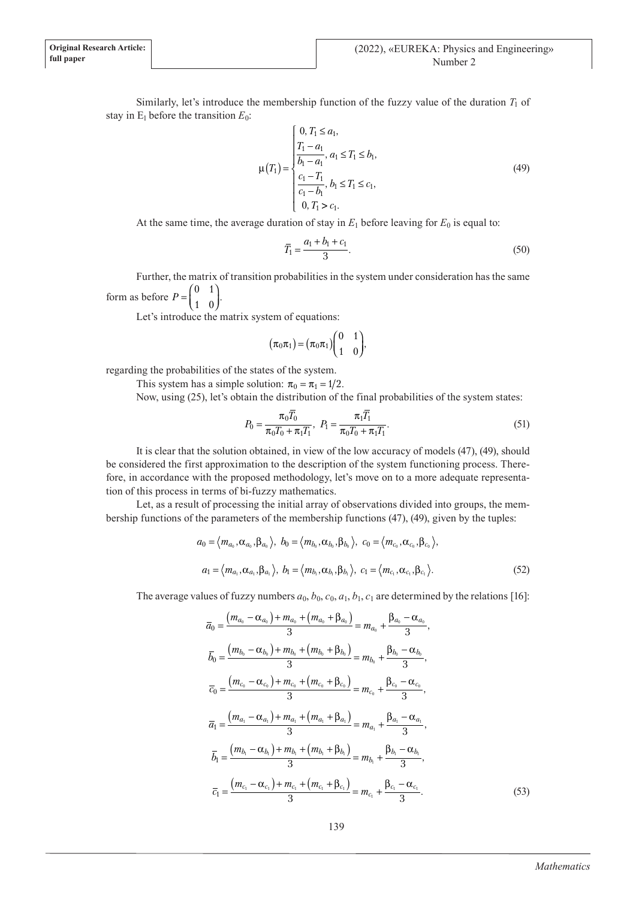Similarly, let's introduce the membership function of the fuzzy value of the duration $T_1$ of stay in $E_1$ before the transition $E_0$:

$$\mu(T_1)=\begin{cases} 0, T_1 \le a_1, \\ \dfrac{T_1 - a_1}{b_1 - a_1}, a_1 \le T_1 \le b_1, \\ \dfrac{c_1 - T_1}{c_1 - b_1}, b_1 \le T_1 \le c_1, \\ 0, T_1 > c_1. \end{cases} \tag{49}$$

At the same time, the average duration of stay in $E_1$ before leaving for $E_0$ is equal to:

$$\overline{T}_1 = \frac{a_1 + b_1 + c_1}{3}. \tag{50}$$

Further, the matrix of transition probabilities in the system under consideration has the same form as before $P = \begin{pmatrix} 0 & 1 \\ 1 & 0 \end{pmatrix}$.

Let's introduce the matrix system of equations:

$$(\pi_0 \pi_1) = (\pi_0 \pi_1)\begin{pmatrix} 0 & 1 \\ 1 & 0 \end{pmatrix},$$

regarding the probabilities of the states of the system.

This system has a simple solution: $\pi_0 = \pi_1 = 1/2$.

Now, using (25), let's obtain the distribution of the final probabilities of the system states:

$$P_0 = \frac{\pi_0 \overline{T}_0}{\pi_0 T_0 + \pi_1 T_1}, \; P_1 = \frac{\pi_1 \overline{T}_1}{\pi_0 T_0 + \pi_1 T_1}. \tag{51}$$

It is clear that the solution obtained, in view of the low accuracy of models (47), (49), should be considered the first approximation to the description of the system functioning process. Therefore, in accordance with the proposed methodology, let's move on to a more adequate representation of this process in terms of bi-fuzzy mathematics.

Let, as a result of processing the initial array of observations divided into groups, the membership functions of the parameters of the membership functions (47), (49), given by the tuples:

$$a_0 = \langle m_{a_0}, \alpha_{a_0}, \beta_{a_0} \rangle, \; b_0 = \langle m_{b_0}, \alpha_{b_0}, \beta_{b_0} \rangle, \; c_0 = \langle m_{c_0}, \alpha_{c_0}, \beta_{c_0} \rangle,$$

$$a_1 = \langle m_{a_1}, \alpha_{a_1}, \beta_{a_1} \rangle, \; b_1 = \langle m_{b_1}, \alpha_{b_1}, \beta_{b_1} \rangle, \; c_1 = \langle m_{c_1}, \alpha_{c_1}, \beta_{c_1} \rangle. \tag{52}$$

The average values of fuzzy numbers $a_0$, $b_0$, $c_0$, $a_1$, $b_1$, $c_1$ are determined by the relations [16]:

$$\overline{a}_0 = \frac{(m_{a_0} - \alpha_{a_0}) + m_{a_0} + (m_{a_0} + \beta_{a_0})}{3} = m_{a_0} + \frac{\beta_{a_0} - \alpha_{a_0}}{3},$$

$$\overline{b}_0 = \frac{(m_{b_0} - \alpha_{b_0}) + m_{b_0} + (m_{b_0} + \beta_{b_0})}{3} = m_{b_0} + \frac{\beta_{b_0} - \alpha_{b_0}}{3},$$

$$\overline{c}_0 = \frac{(m_{c_0} - \alpha_{c_0}) + m_{c_0} + (m_{c_0} + \beta_{c_0})}{3} = m_{c_0} + \frac{\beta_{c_0} - \alpha_{c_0}}{3},$$

$$\overline{a}_1 = \frac{(m_{a_1} - \alpha_{a_1}) + m_{a_1} + (m_{a_1} + \beta_{a_1})}{3} = m_{a_1} + \frac{\beta_{a_1} - \alpha_{a_1}}{3},$$

$$\overline{b}_1 = \frac{(m_{b_1} - \alpha_{b_1}) + m_{b_1} + (m_{b_1} + \beta_{b_1})}{3} = m_{b_1} + \frac{\beta_{b_1} - \alpha_{b_1}}{3},$$

$$\overline{c}_1 = \frac{(m_{c_1} - \alpha_{c_1}) + m_{c_1} + (m_{c_1} + \beta_{c_1})}{3} = m_{c_1} + \frac{\beta_{c_1} - \alpha_{c_1}}{3}. \tag{53}$$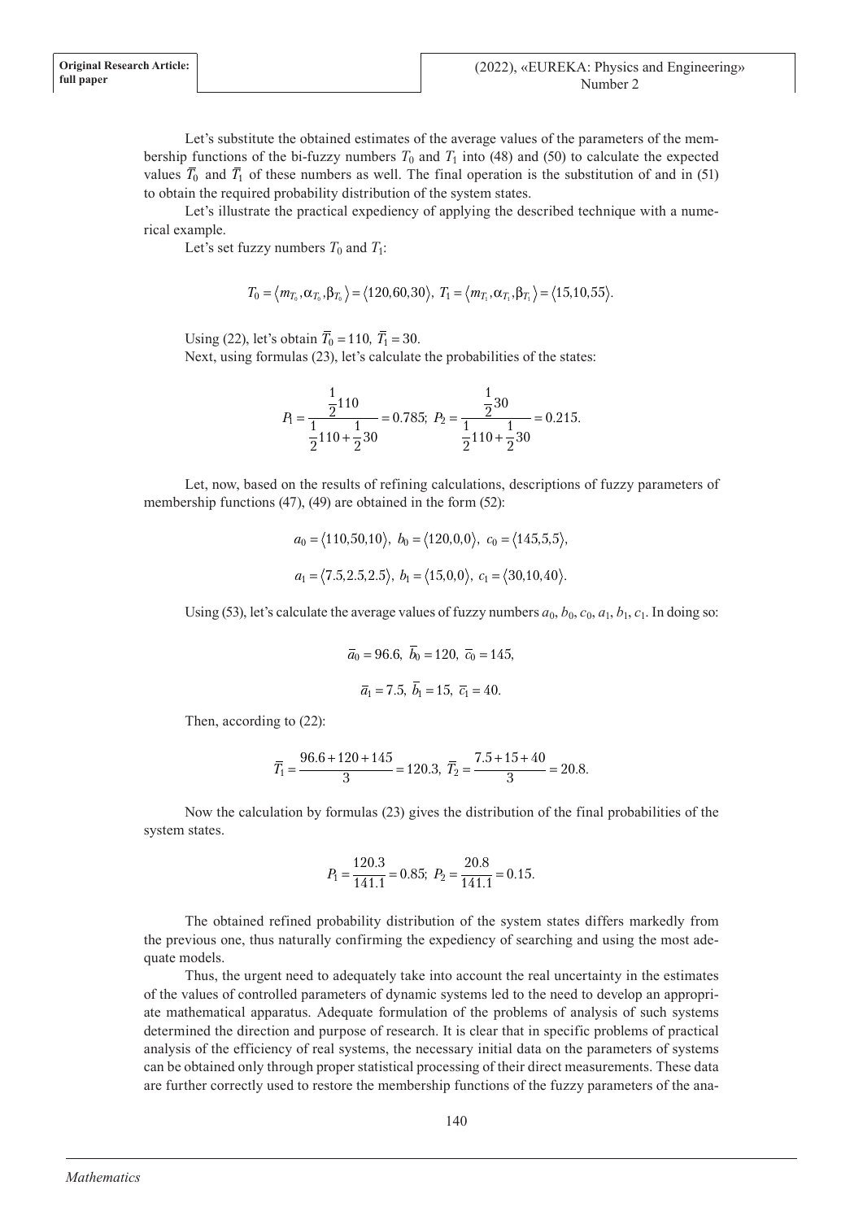Let's substitute the obtained estimates of the average values of the parameters of the membership functions of the bi-fuzzy numbers $T_0$ and $T_1$ into (48) and (50) to calculate the expected values $\overline{T}_0$ and $\overline{T}_1$ of these numbers as well. The final operation is the substitution of and in (51) to obtain the required probability distribution of the system states.

Let's illustrate the practical expediency of applying the described technique with a numerical example.

Let's set fuzzy numbers $T_0$ and $T_1$:

$$T_0 = \langle m_{T_0}, \alpha_{T_0}, \beta_{T_0} \rangle = \langle 120, 60, 30 \rangle,\ T_1 = \langle m_{T_1}, \alpha_{T_1}, \beta_{T_1} \rangle = \langle 15, 10, 55 \rangle.$$

Using (22), let's obtain $\overline{T}_0 = 110$, $\overline{T}_1 = 30$.

Next, using formulas (23), let's calculate the probabilities of the states:

$$P_1 = \frac{\frac{1}{2}110}{\frac{1}{2}110 + \frac{1}{2}30} = 0.785;\ P_2 = \frac{\frac{1}{2}30}{\frac{1}{2}110 + \frac{1}{2}30} = 0.215.$$

Let, now, based on the results of refining calculations, descriptions of fuzzy parameters of membership functions (47), (49) are obtained in the form (52):

$$a_0 = \langle 110, 50, 10 \rangle,\ b_0 = \langle 120, 0, 0 \rangle,\ c_0 = \langle 145, 5, 5 \rangle,$$

$$a_1 = \langle 7.5, 2.5, 2.5 \rangle,\ b_1 = \langle 15, 0, 0 \rangle,\ c_1 = \langle 30, 10, 40 \rangle.$$

Using (53), let's calculate the average values of fuzzy numbers $a_0$, $b_0$, $c_0$, $a_1$, $b_1$, $c_1$. In doing so:

$$\overline{a}_0 = 96.6,\ \overline{b}_0 = 120,\ \overline{c}_0 = 145,$$

$$\overline{a}_1 = 7.5,\ \overline{b}_1 = 15,\ \overline{c}_1 = 40.$$

Then, according to (22):

$$\overline{T}_1 = \frac{96.6 + 120 + 145}{3} = 120.3,\ \overline{T}_2 = \frac{7.5 + 15 + 40}{3} = 20.8.$$

Now the calculation by formulas (23) gives the distribution of the final probabilities of the system states.

$$P_1 = \frac{120.3}{141.1} = 0.85;\ P_2 = \frac{20.8}{141.1} = 0.15.$$

The obtained refined probability distribution of the system states differs markedly from the previous one, thus naturally confirming the expediency of searching and using the most adequate models.

Thus, the urgent need to adequately take into account the real uncertainty in the estimates of the values of controlled parameters of dynamic systems led to the need to develop an appropriate mathematical apparatus. Adequate formulation of the problems of analysis of such systems determined the direction and purpose of research. It is clear that in specific problems of practical analysis of the efficiency of real systems, the necessary initial data on the parameters of systems can be obtained only through proper statistical processing of their direct measurements. These data are further correctly used to restore the membership functions of the fuzzy parameters of the ana-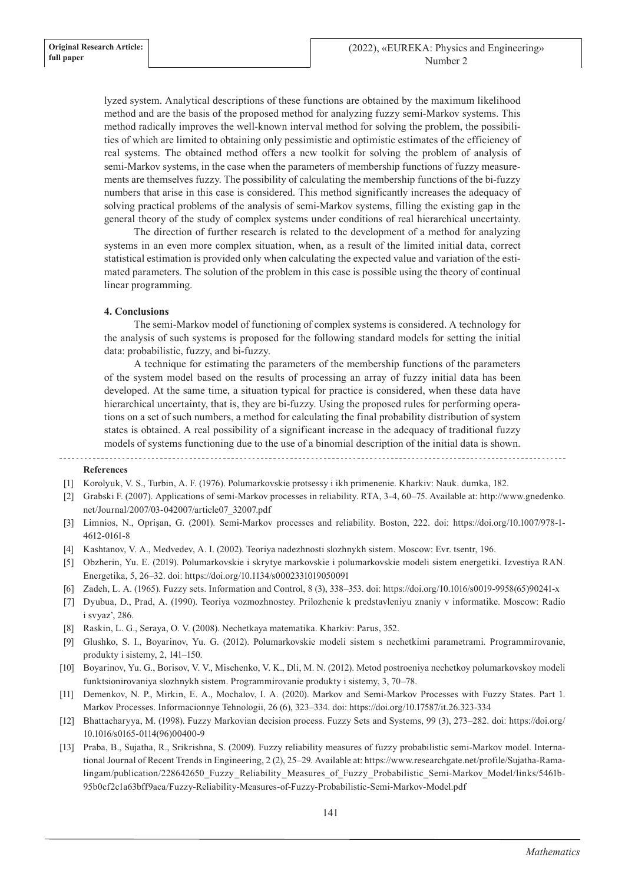lyzed system. Analytical descriptions of these functions are obtained by the maximum likelihood method and are the basis of the proposed method for analyzing fuzzy semi-Markov systems. This method radically improves the well-known interval method for solving the problem, the possibilities of which are limited to obtaining only pessimistic and optimistic estimates of the efficiency of real systems. The obtained method offers a new toolkit for solving the problem of analysis of semi-Markov systems, in the case when the parameters of membership functions of fuzzy measurements are themselves fuzzy. The possibility of calculating the membership functions of the bi-fuzzy numbers that arise in this case is considered. This method significantly increases the adequacy of solving practical problems of the analysis of semi-Markov systems, filling the existing gap in the general theory of the study of complex systems under conditions of real hierarchical uncertainty.

The direction of further research is related to the development of a method for analyzing systems in an even more complex situation, when, as a result of the limited initial data, correct statistical estimation is provided only when calculating the expected value and variation of the estimated parameters. The solution of the problem in this case is possible using the theory of continual linear programming.

### 4. Conclusions

The semi-Markov model of functioning of complex systems is considered. A technology for the analysis of such systems is proposed for the following standard models for setting the initial data: probabilistic, fuzzy, and bi-fuzzy.

A technique for estimating the parameters of the membership functions of the parameters of the system model based on the results of processing an array of fuzzy initial data has been developed. At the same time, a situation typical for practice is considered, when these data have hierarchical uncertainty, that is, they are bi-fuzzy. Using the proposed rules for performing operations on a set of such numbers, a method for calculating the final probability distribution of system states is obtained. A real possibility of a significant increase in the adequacy of traditional fuzzy models of systems functioning due to the use of a binomial description of the initial data is shown.

### References

[1] Korolyuk, V. S., Turbin, A. F. (1976). Polumarkovskie protsessy i ikh primenenie. Kharkiv: Nauk. dumka, 182.

[2] Grabski F. (2007). Applications of semi-Markov processes in reliability. RTA, 3-4, 60–75. Available at: http://www.gnedenko.net/Journal/2007/03-042007/article07_32007.pdf

[3] Limnios, N., Oprişan, G. (2001). Semi-Markov processes and reliability. Boston, 222. doi: https://doi.org/10.1007/978-1-4612-0161-8

[4] Kashtanov, V. A., Medvedev, A. I. (2002). Teoriya nadezhnosti slozhnykh sistem. Moscow: Evr. tsentr, 196.

[5] Obzherin, Yu. E. (2019). Polumarkovskie i skrytye markovskie i polumarkovskie modeli sistem energetiki. Izvestiya RAN. Energetika, 5, 26–32. doi: https://doi.org/10.1134/s0002331019050091

[6] Zadeh, L. A. (1965). Fuzzy sets. Information and Control, 8 (3), 338–353. doi: https://doi.org/10.1016/s0019-9958(65)90241-x

[7] Dyubua, D., Prad, A. (1990). Teoriya vozmozhnostey. Prilozhenie k predstavleniyu znaniy v informatike. Moscow: Radio i svyaz', 286.

[8] Raskin, L. G., Seraya, O. V. (2008). Nechetkaya matematika. Kharkiv: Parus, 352.

[9] Glushko, S. I., Boyarinov, Yu. G. (2012). Polumarkovskie modeli sistem s nechetkimi parametrami. Programmirovanie, produkty i sistemy, 2, 141–150.

[10] Boyarinov, Yu. G., Borisov, V. V., Mischenko, V. K., Dli, M. N. (2012). Metod postroeniya nechetkoy polumarkovskoy modeli funktsionirovaniya slozhnykh sistem. Programmirovanie produkty i sistemy, 3, 70–78.

[11] Demenkov, N. P., Mirkin, E. A., Mochalov, I. A. (2020). Markov and Semi-Markov Processes with Fuzzy States. Part 1. Markov Processes. Informacionnye Tehnologii, 26 (6), 323–334. doi: https://doi.org/10.17587/it.26.323-334

[12] Bhattacharyya, M. (1998). Fuzzy Markovian decision process. Fuzzy Sets and Systems, 99 (3), 273–282. doi: https://doi.org/10.1016/s0165-0114(96)00400-9

[13] Praba, B., Sujatha, R., Srikrishna, S. (2009). Fuzzy reliability measures of fuzzy probabilistic semi-Markov model. International Journal of Recent Trends in Engineering, 2 (2), 25–29. Available at: https://www.researchgate.net/profile/Sujatha-Ramalingam/publication/228642650_Fuzzy_Reliability_Measures_of_Fuzzy_Probabilistic_Semi-Markov_Model/links/5461b95b0cf2c1a63bff9aca/Fuzzy-Reliability-Measures-of-Fuzzy-Probabilistic-Semi-Markov-Model.pdf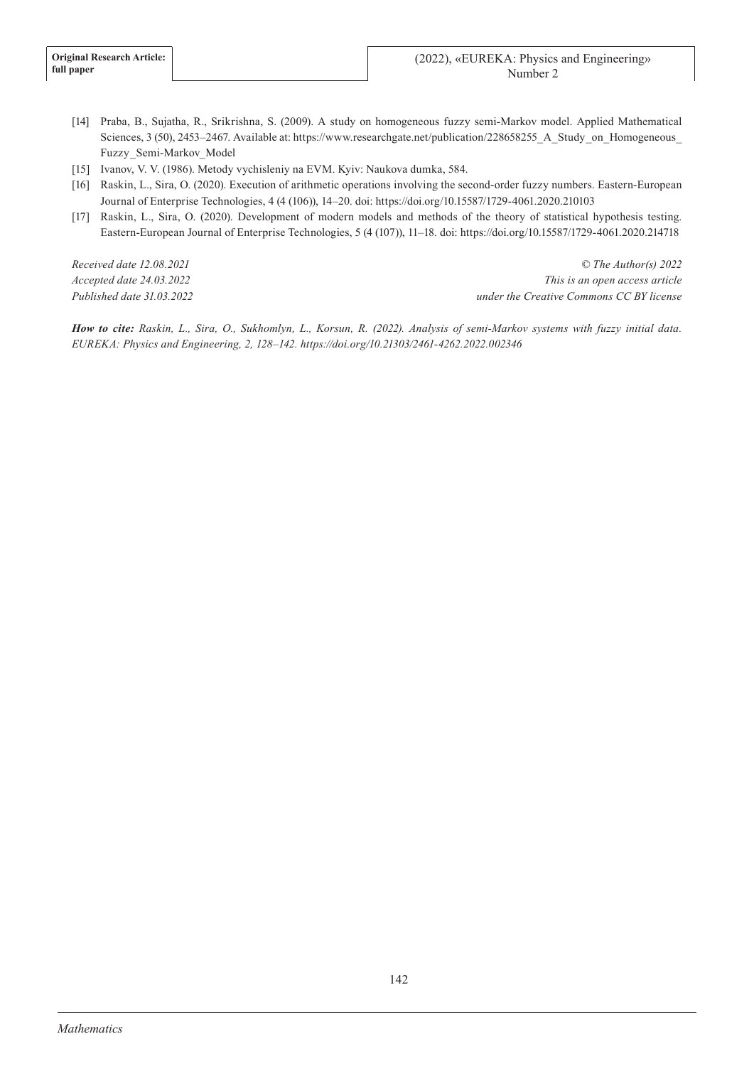[14] Praba, B., Sujatha, R., Srikrishna, S. (2009). A study on homogeneous fuzzy semi-Markov model. Applied Mathematical Sciences, 3 (50), 2453–2467. Available at: https://www.researchgate.net/publication/228658255_A_Study_on_Homogeneous_Fuzzy_Semi-Markov_Model

[15] Ivanov, V. V. (1986). Metody vychisleniy na EVM. Kyiv: Naukova dumka, 584.

[16] Raskin, L., Sira, O. (2020). Execution of arithmetic operations involving the second-order fuzzy numbers. Eastern-European Journal of Enterprise Technologies, 4 (4 (106)), 14–20. doi: https://doi.org/10.15587/1729-4061.2020.210103

[17] Raskin, L., Sira, O. (2020). Development of modern models and methods of the theory of statistical hypothesis testing. Eastern-European Journal of Enterprise Technologies, 5 (4 (107)), 11–18. doi: https://doi.org/10.15587/1729-4061.2020.214718

*Received date 12.08.2021*
*Accepted date 24.03.2022*
*Published date 31.03.2022*

*© The Author(s) 2022*
*This is an open access article*
*under the Creative Commons CC BY license*

***How to cite:*** *Raskin, L., Sira, O., Sukhomlyn, L., Korsun, R. (2022). Analysis of semi-Markov systems with fuzzy initial data. EUREKA: Physics and Engineering, 2, 128–142. https://doi.org/10.21303/2461-4262.2022.002346*